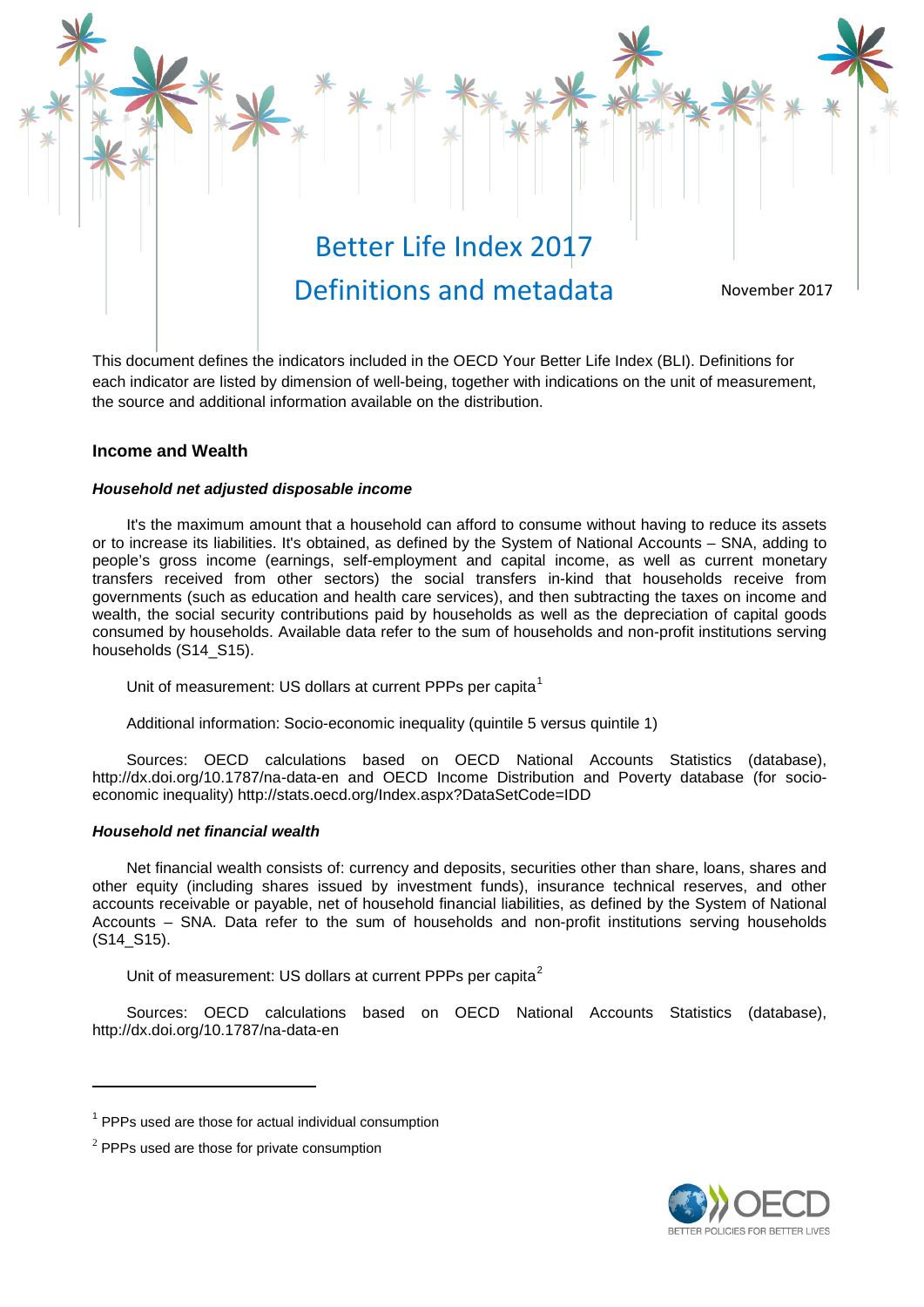# Better Life Index 2017
# Definitions and metadata

November 2017

This document defines the indicators included in the OECD Your Better Life Index (BLI). Definitions for each indicator are listed by dimension of well-being, together with indications on the unit of measurement, the source and additional information available on the distribution.

## Income and Wealth

### *Household net adjusted disposable income*

It's the maximum amount that a household can afford to consume without having to reduce its assets or to increase its liabilities. It's obtained, as defined by the System of National Accounts – SNA, adding to people's gross income (earnings, self-employment and capital income, as well as current monetary transfers received from other sectors) the social transfers in-kind that households receive from governments (such as education and health care services), and then subtracting the taxes on income and wealth, the social security contributions paid by households as well as the depreciation of capital goods consumed by households. Available data refer to the sum of households and non-profit institutions serving households (S14_S15).

Unit of measurement: US dollars at current PPPs per capita[1]

Additional information: Socio-economic inequality (quintile 5 versus quintile 1)

Sources: OECD calculations based on OECD National Accounts Statistics (database), http://dx.doi.org/10.1787/na-data-en and OECD Income Distribution and Poverty database (for socio-economic inequality) http://stats.oecd.org/Index.aspx?DataSetCode=IDD

### *Household net financial wealth*

Net financial wealth consists of: currency and deposits, securities other than share, loans, shares and other equity (including shares issued by investment funds), insurance technical reserves, and other accounts receivable or payable, net of household financial liabilities, as defined by the System of National Accounts – SNA. Data refer to the sum of households and non-profit institutions serving households (S14_S15).

Unit of measurement: US dollars at current PPPs per capita[2]

Sources: OECD calculations based on OECD National Accounts Statistics (database), http://dx.doi.org/10.1787/na-data-en

---

[1] PPPs used are those for actual individual consumption

[2] PPPs used are those for private consumption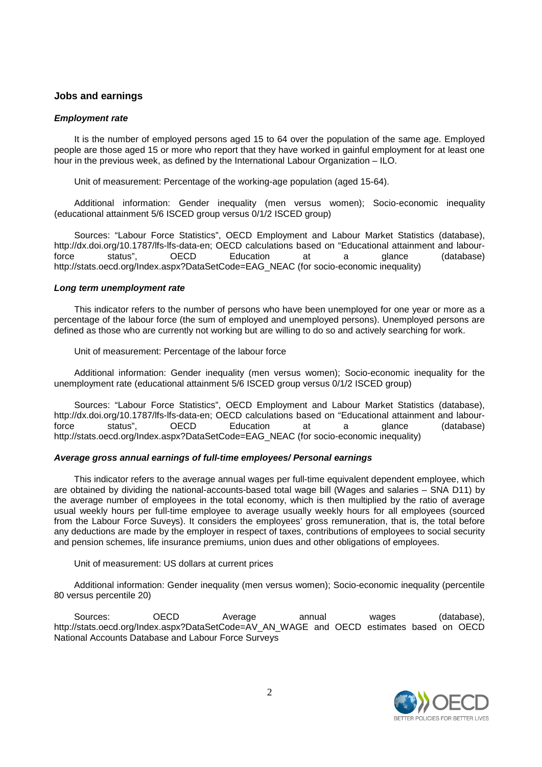## Jobs and earnings

### *Employment rate*

It is the number of employed persons aged 15 to 64 over the population of the same age. Employed people are those aged 15 or more who report that they have worked in gainful employment for at least one hour in the previous week, as defined by the International Labour Organization – ILO.

Unit of measurement: Percentage of the working-age population (aged 15-64).

Additional information: Gender inequality (men versus women); Socio-economic inequality (educational attainment 5/6 ISCED group versus 0/1/2 ISCED group)

Sources: "Labour Force Statistics", OECD Employment and Labour Market Statistics (database), http://dx.doi.org/10.1787/lfs-lfs-data-en; OECD calculations based on "Educational attainment and labour-force status", OECD Education at a glance (database) http://stats.oecd.org/Index.aspx?DataSetCode=EAG_NEAC (for socio-economic inequality)

### *Long term unemployment rate*

This indicator refers to the number of persons who have been unemployed for one year or more as a percentage of the labour force (the sum of employed and unemployed persons). Unemployed persons are defined as those who are currently not working but are willing to do so and actively searching for work.

Unit of measurement: Percentage of the labour force

Additional information: Gender inequality (men versus women); Socio-economic inequality for the unemployment rate (educational attainment 5/6 ISCED group versus 0/1/2 ISCED group)

Sources: "Labour Force Statistics", OECD Employment and Labour Market Statistics (database), http://dx.doi.org/10.1787/lfs-lfs-data-en; OECD calculations based on "Educational attainment and labour-force status", OECD Education at a glance (database) http://stats.oecd.org/Index.aspx?DataSetCode=EAG_NEAC (for socio-economic inequality)

### *Average gross annual earnings of full-time employees/ Personal earnings*

This indicator refers to the average annual wages per full-time equivalent dependent employee, which are obtained by dividing the national-accounts-based total wage bill (Wages and salaries – SNA D11) by the average number of employees in the total economy, which is then multiplied by the ratio of average usual weekly hours per full-time employee to average usually weekly hours for all employees (sourced from the Labour Force Suveys). It considers the employees' gross remuneration, that is, the total before any deductions are made by the employer in respect of taxes, contributions of employees to social security and pension schemes, life insurance premiums, union dues and other obligations of employees.

Unit of measurement: US dollars at current prices

Additional information: Gender inequality (men versus women); Socio-economic inequality (percentile 80 versus percentile 20)

Sources: OECD Average annual wages (database), http://stats.oecd.org/Index.aspx?DataSetCode=AV_AN_WAGE and OECD estimates based on OECD National Accounts Database and Labour Force Surveys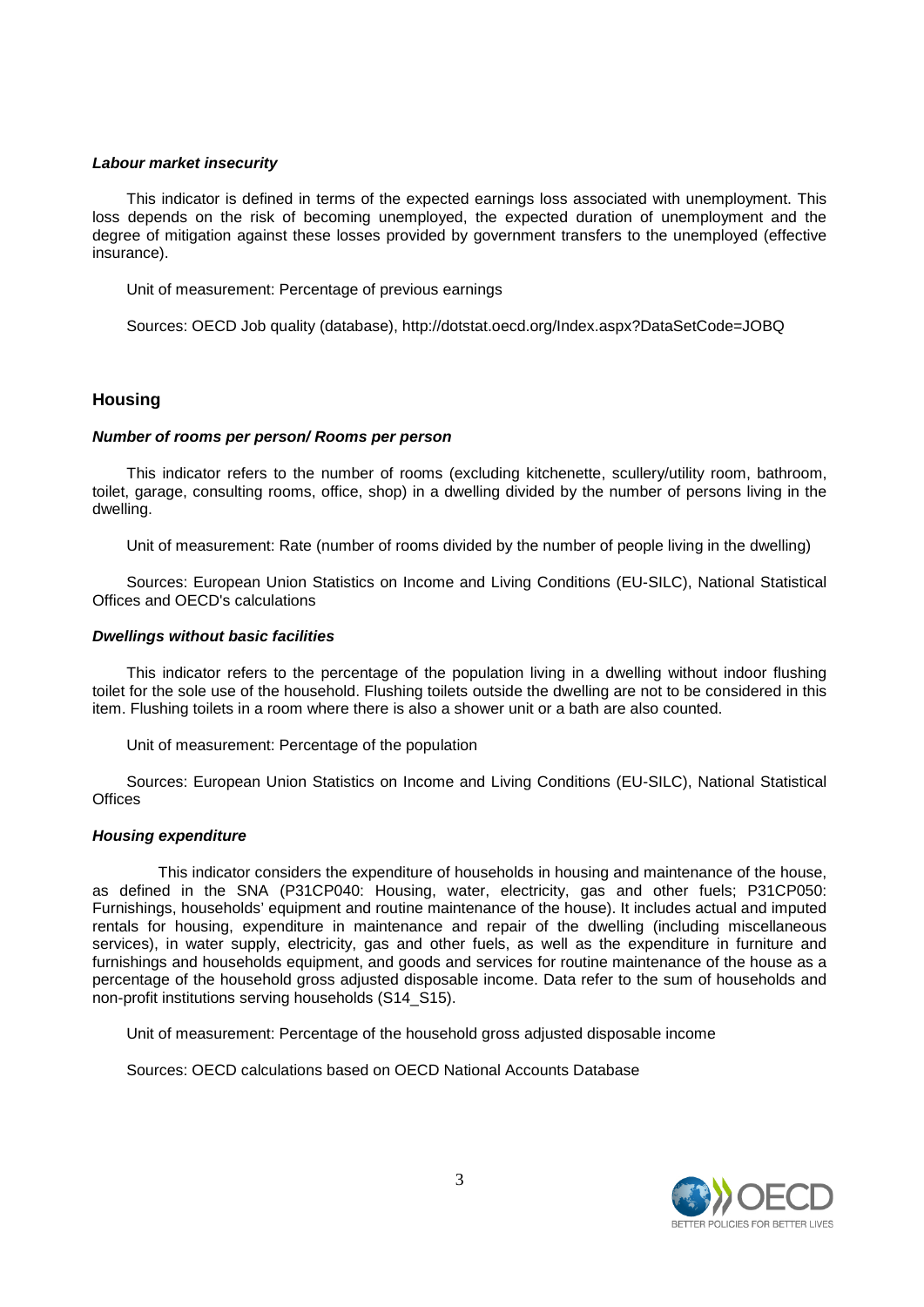#### *Labour market insecurity*

This indicator is defined in terms of the expected earnings loss associated with unemployment. This loss depends on the risk of becoming unemployed, the expected duration of unemployment and the degree of mitigation against these losses provided by government transfers to the unemployed (effective insurance).

Unit of measurement: Percentage of previous earnings

Sources: OECD Job quality (database), http://dotstat.oecd.org/Index.aspx?DataSetCode=JOBQ

## Housing

#### *Number of rooms per person/ Rooms per person*

This indicator refers to the number of rooms (excluding kitchenette, scullery/utility room, bathroom, toilet, garage, consulting rooms, office, shop) in a dwelling divided by the number of persons living in the dwelling.

Unit of measurement: Rate (number of rooms divided by the number of people living in the dwelling)

Sources: European Union Statistics on Income and Living Conditions (EU-SILC), National Statistical Offices and OECD's calculations

#### *Dwellings without basic facilities*

This indicator refers to the percentage of the population living in a dwelling without indoor flushing toilet for the sole use of the household. Flushing toilets outside the dwelling are not to be considered in this item. Flushing toilets in a room where there is also a shower unit or a bath are also counted.

Unit of measurement: Percentage of the population

Sources: European Union Statistics on Income and Living Conditions (EU-SILC), National Statistical Offices

#### *Housing expenditure*

This indicator considers the expenditure of households in housing and maintenance of the house, as defined in the SNA (P31CP040: Housing, water, electricity, gas and other fuels; P31CP050: Furnishings, households' equipment and routine maintenance of the house). It includes actual and imputed rentals for housing, expenditure in maintenance and repair of the dwelling (including miscellaneous services), in water supply, electricity, gas and other fuels, as well as the expenditure in furniture and furnishings and households equipment, and goods and services for routine maintenance of the house as a percentage of the household gross adjusted disposable income. Data refer to the sum of households and non-profit institutions serving households (S14_S15).

Unit of measurement: Percentage of the household gross adjusted disposable income

Sources: OECD calculations based on OECD National Accounts Database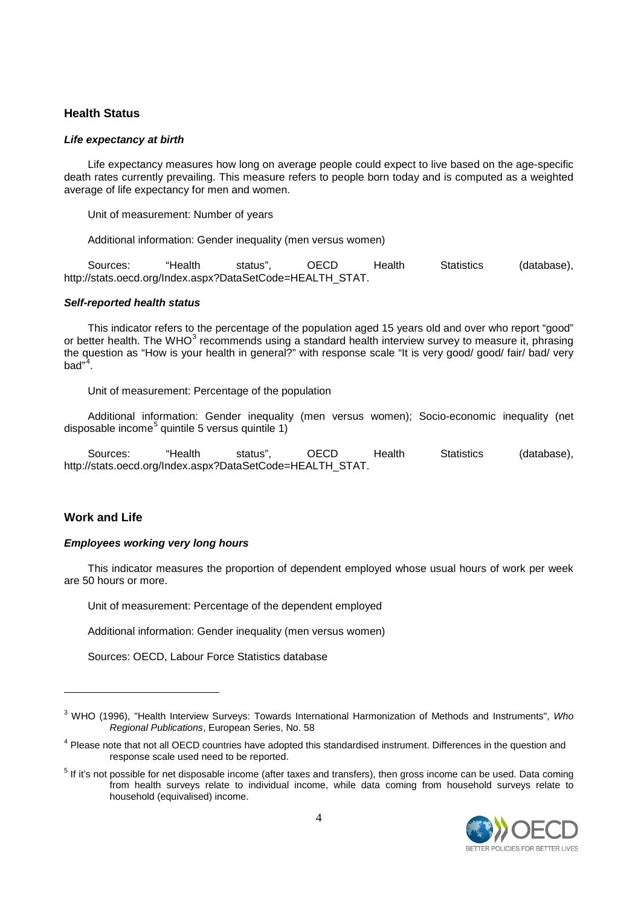## Health Status

### *Life expectancy at birth*

Life expectancy measures how long on average people could expect to live based on the age-specific death rates currently prevailing. This measure refers to people born today and is computed as a weighted average of life expectancy for men and women.

Unit of measurement: Number of years

Additional information: Gender inequality (men versus women)

Sources: "Health status", OECD Health Statistics (database), http://stats.oecd.org/Index.aspx?DataSetCode=HEALTH_STAT.

### *Self-reported health status*

This indicator refers to the percentage of the population aged 15 years old and over who report "good" or better health. The WHO[3] recommends using a standard health interview survey to measure it, phrasing the question as "How is your health in general?" with response scale "It is very good/ good/ fair/ bad/ very bad"[4].

Unit of measurement: Percentage of the population

Additional information: Gender inequality (men versus women); Socio-economic inequality (net disposable income[5] quintile 5 versus quintile 1)

Sources: "Health status", OECD Health Statistics (database), http://stats.oecd.org/Index.aspx?DataSetCode=HEALTH_STAT.

## Work and Life

### *Employees working very long hours*

This indicator measures the proportion of dependent employed whose usual hours of work per week are 50 hours or more.

Unit of measurement: Percentage of the dependent employed

Additional information: Gender inequality (men versus women)

Sources: OECD, Labour Force Statistics database

---

[3] WHO (1996), "Health Interview Surveys: Towards International Harmonization of Methods and Instruments", *Who Regional Publications*, European Series, No. 58

[4] Please note that not all OECD countries have adopted this standardised instrument. Differences in the question and response scale used need to be reported.

[5] If it's not possible for net disposable income (after taxes and transfers), then gross income can be used. Data coming from health surveys relate to individual income, while data coming from household surveys relate to household (equivalised) income.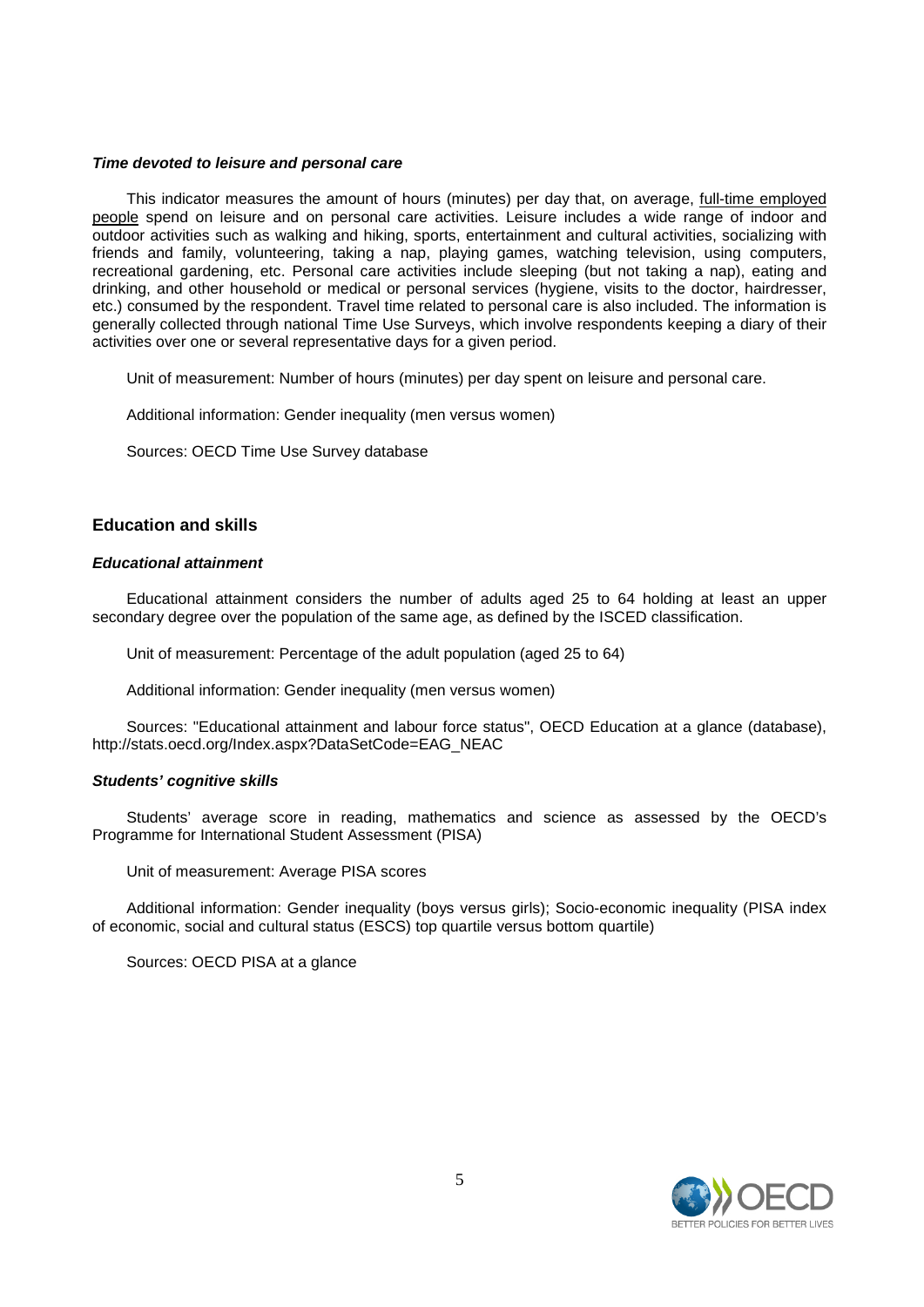### *Time devoted to leisure and personal care*

This indicator measures the amount of hours (minutes) per day that, on average, full-time employed people spend on leisure and on personal care activities. Leisure includes a wide range of indoor and outdoor activities such as walking and hiking, sports, entertainment and cultural activities, socializing with friends and family, volunteering, taking a nap, playing games, watching television, using computers, recreational gardening, etc. Personal care activities include sleeping (but not taking a nap), eating and drinking, and other household or medical or personal services (hygiene, visits to the doctor, hairdresser, etc.) consumed by the respondent. Travel time related to personal care is also included. The information is generally collected through national Time Use Surveys, which involve respondents keeping a diary of their activities over one or several representative days for a given period.

Unit of measurement: Number of hours (minutes) per day spent on leisure and personal care.

Additional information: Gender inequality (men versus women)

Sources: OECD Time Use Survey database

## Education and skills

### *Educational attainment*

Educational attainment considers the number of adults aged 25 to 64 holding at least an upper secondary degree over the population of the same age, as defined by the ISCED classification.

Unit of measurement: Percentage of the adult population (aged 25 to 64)

Additional information: Gender inequality (men versus women)

Sources: "Educational attainment and labour force status", OECD Education at a glance (database), http://stats.oecd.org/Index.aspx?DataSetCode=EAG_NEAC

### *Students' cognitive skills*

Students' average score in reading, mathematics and science as assessed by the OECD's Programme for International Student Assessment (PISA)

Unit of measurement: Average PISA scores

Additional information: Gender inequality (boys versus girls); Socio-economic inequality (PISA index of economic, social and cultural status (ESCS) top quartile versus bottom quartile)

Sources: OECD PISA at a glance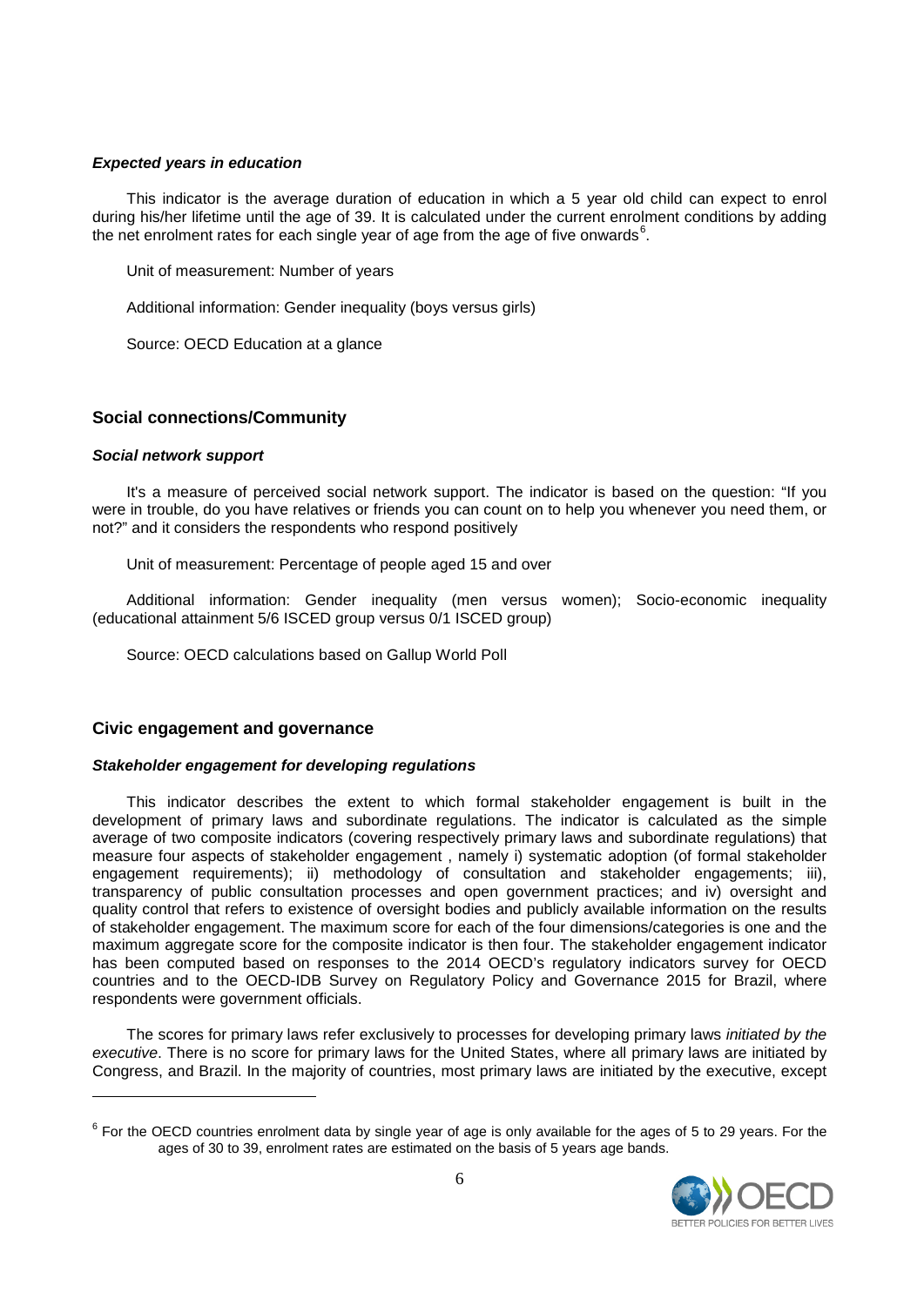#### ***Expected years in education***

This indicator is the average duration of education in which a 5 year old child can expect to enrol during his/her lifetime until the age of 39. It is calculated under the current enrolment conditions by adding the net enrolment rates for each single year of age from the age of five onwards[6].

Unit of measurement: Number of years

Additional information: Gender inequality (boys versus girls)

Source: OECD Education at a glance

### Social connections/Community

#### ***Social network support***

It's a measure of perceived social network support. The indicator is based on the question: "If you were in trouble, do you have relatives or friends you can count on to help you whenever you need them, or not?" and it considers the respondents who respond positively

Unit of measurement: Percentage of people aged 15 and over

Additional information: Gender inequality (men versus women); Socio-economic inequality (educational attainment 5/6 ISCED group versus 0/1 ISCED group)

Source: OECD calculations based on Gallup World Poll

### Civic engagement and governance

#### ***Stakeholder engagement for developing regulations***

This indicator describes the extent to which formal stakeholder engagement is built in the development of primary laws and subordinate regulations. The indicator is calculated as the simple average of two composite indicators (covering respectively primary laws and subordinate regulations) that measure four aspects of stakeholder engagement , namely i) systematic adoption (of formal stakeholder engagement requirements); ii) methodology of consultation and stakeholder engagements; iii), transparency of public consultation processes and open government practices; and iv) oversight and quality control that refers to existence of oversight bodies and publicly available information on the results of stakeholder engagement. The maximum score for each of the four dimensions/categories is one and the maximum aggregate score for the composite indicator is then four. The stakeholder engagement indicator has been computed based on responses to the 2014 OECD's regulatory indicators survey for OECD countries and to the OECD-IDB Survey on Regulatory Policy and Governance 2015 for Brazil, where respondents were government officials.

The scores for primary laws refer exclusively to processes for developing primary laws *initiated by the executive*. There is no score for primary laws for the United States, where all primary laws are initiated by Congress, and Brazil. In the majority of countries, most primary laws are initiated by the executive, except

[6] For the OECD countries enrolment data by single year of age is only available for the ages of 5 to 29 years. For the ages of 30 to 39, enrolment rates are estimated on the basis of 5 years age bands.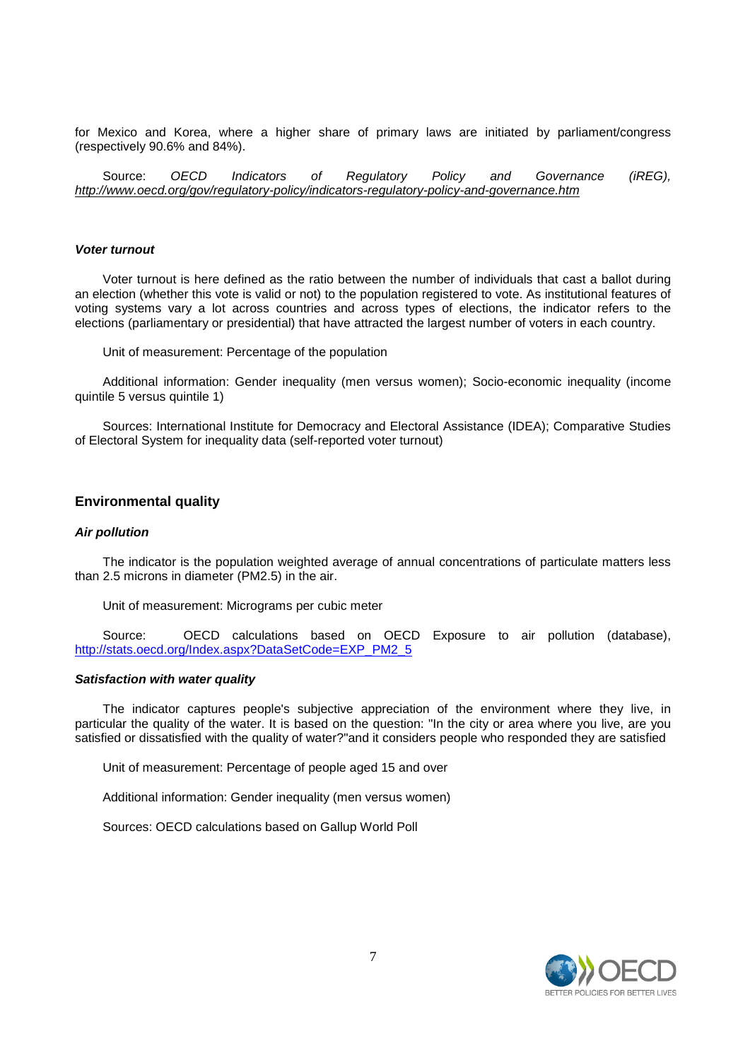for Mexico and Korea, where a higher share of primary laws are initiated by parliament/congress (respectively 90.6% and 84%).

Source: *OECD Indicators of Regulatory Policy and Governance (iREG), http://www.oecd.org/gov/regulatory-policy/indicators-regulatory-policy-and-governance.htm*

#### *Voter turnout*

Voter turnout is here defined as the ratio between the number of individuals that cast a ballot during an election (whether this vote is valid or not) to the population registered to vote. As institutional features of voting systems vary a lot across countries and across types of elections, the indicator refers to the elections (parliamentary or presidential) that have attracted the largest number of voters in each country.

Unit of measurement: Percentage of the population

Additional information: Gender inequality (men versus women); Socio-economic inequality (income quintile 5 versus quintile 1)

Sources: International Institute for Democracy and Electoral Assistance (IDEA); Comparative Studies of Electoral System for inequality data (self-reported voter turnout)

### Environmental quality

#### *Air pollution*

The indicator is the population weighted average of annual concentrations of particulate matters less than 2.5 microns in diameter (PM2.5) in the air.

Unit of measurement: Micrograms per cubic meter

Source: OECD calculations based on OECD Exposure to air pollution (database), http://stats.oecd.org/Index.aspx?DataSetCode=EXP_PM2_5

#### *Satisfaction with water quality*

The indicator captures people's subjective appreciation of the environment where they live, in particular the quality of the water. It is based on the question: "In the city or area where you live, are you satisfied or dissatisfied with the quality of water?"and it considers people who responded they are satisfied

Unit of measurement: Percentage of people aged 15 and over

Additional information: Gender inequality (men versus women)

Sources: OECD calculations based on Gallup World Poll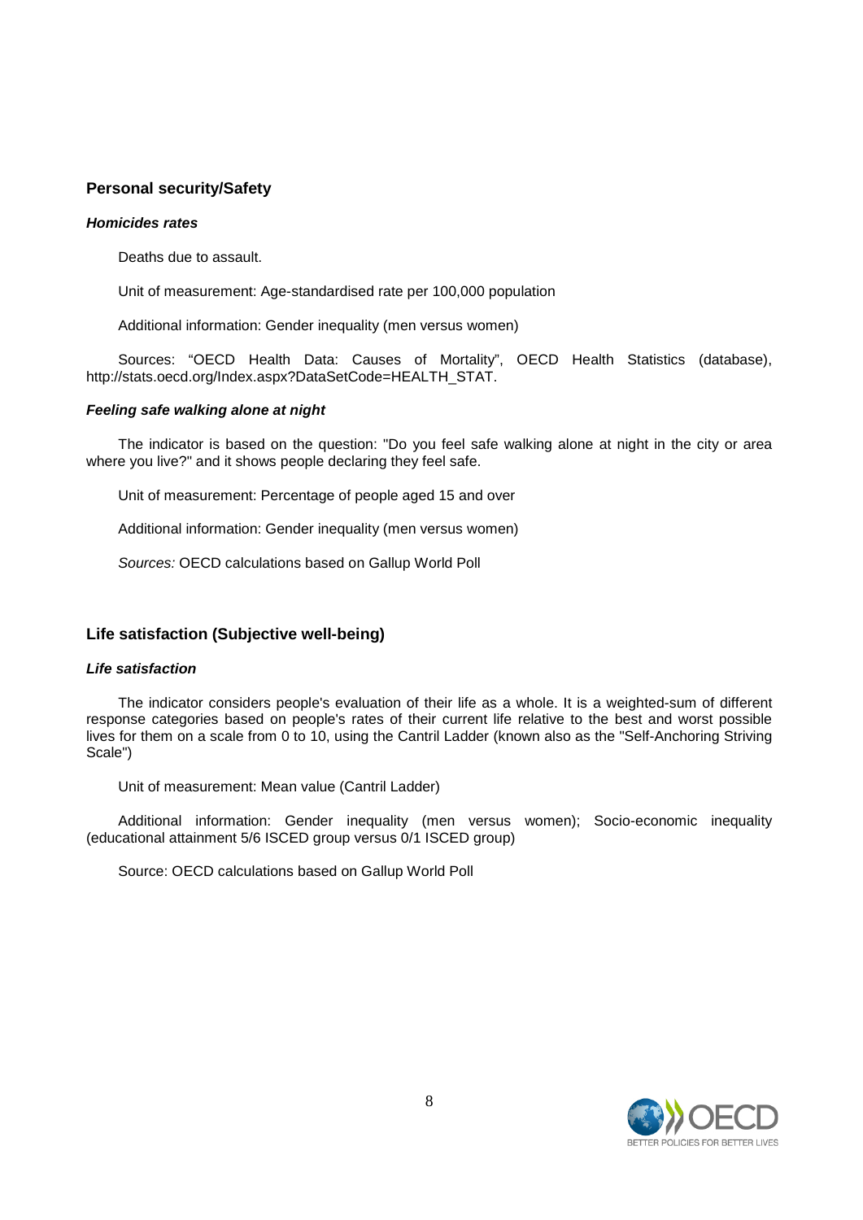## Personal security/Safety

### *Homicides rates*

Deaths due to assault.

Unit of measurement: Age-standardised rate per 100,000 population

Additional information: Gender inequality (men versus women)

Sources: "OECD Health Data: Causes of Mortality", OECD Health Statistics (database), http://stats.oecd.org/Index.aspx?DataSetCode=HEALTH_STAT.

### *Feeling safe walking alone at night*

The indicator is based on the question: "Do you feel safe walking alone at night in the city or area where you live?" and it shows people declaring they feel safe.

Unit of measurement: Percentage of people aged 15 and over

Additional information: Gender inequality (men versus women)

*Sources:* OECD calculations based on Gallup World Poll

## Life satisfaction (Subjective well-being)

### *Life satisfaction*

The indicator considers people's evaluation of their life as a whole. It is a weighted-sum of different response categories based on people's rates of their current life relative to the best and worst possible lives for them on a scale from 0 to 10, using the Cantril Ladder (known also as the "Self-Anchoring Striving Scale")

Unit of measurement: Mean value (Cantril Ladder)

Additional information: Gender inequality (men versus women); Socio-economic inequality (educational attainment 5/6 ISCED group versus 0/1 ISCED group)

Source: OECD calculations based on Gallup World Poll